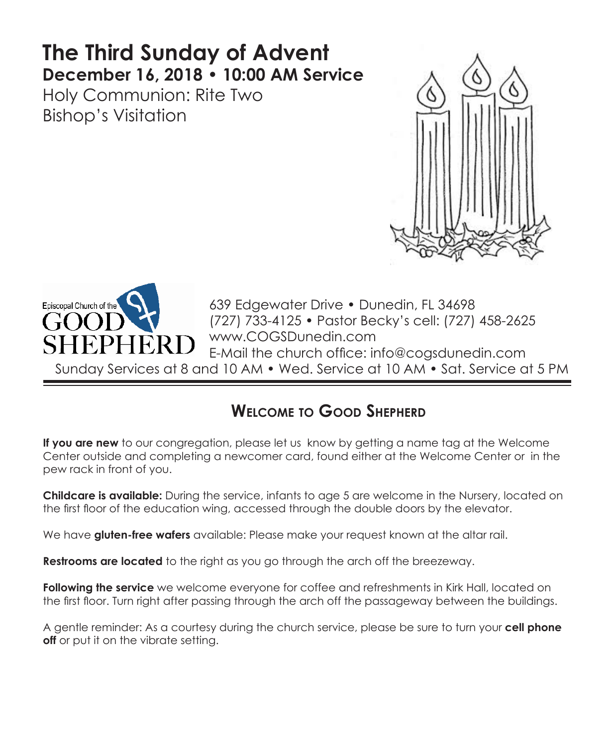# The Third Sunday of Advent

**December 16, 2018 • 10:00 AM Service**

Holy Communion: Rite Two

Bishop's Visitation

Episcopal Church of the GOOD SHEPHERD

639 Edgewater Drive • Dunedin, FL 34698
(727) 733-4125 • Pastor Becky's cell: (727) 458-2625
www.COGSDunedin.com
E-Mail the church office: info@cogsdunedin.com

Sunday Services at 8 and 10 AM • Wed. Service at 10 AM • Sat. Service at 5 PM

## Welcome to Good Shepherd

**If you are new** to our congregation, please let us know by getting a name tag at the Welcome Center outside and completing a newcomer card, found either at the Welcome Center or in the pew rack in front of you.

**Childcare is available:** During the service, infants to age 5 are welcome in the Nursery, located on the first floor of the education wing, accessed through the double doors by the elevator.

We have **gluten-free wafers** available: Please make your request known at the altar rail.

**Restrooms are located** to the right as you go through the arch off the breezeway.

**Following the service** we welcome everyone for coffee and refreshments in Kirk Hall, located on the first floor. Turn right after passing through the arch off the passageway between the buildings.

A gentle reminder: As a courtesy during the church service, please be sure to turn your **cell phone off** or put it on the vibrate setting.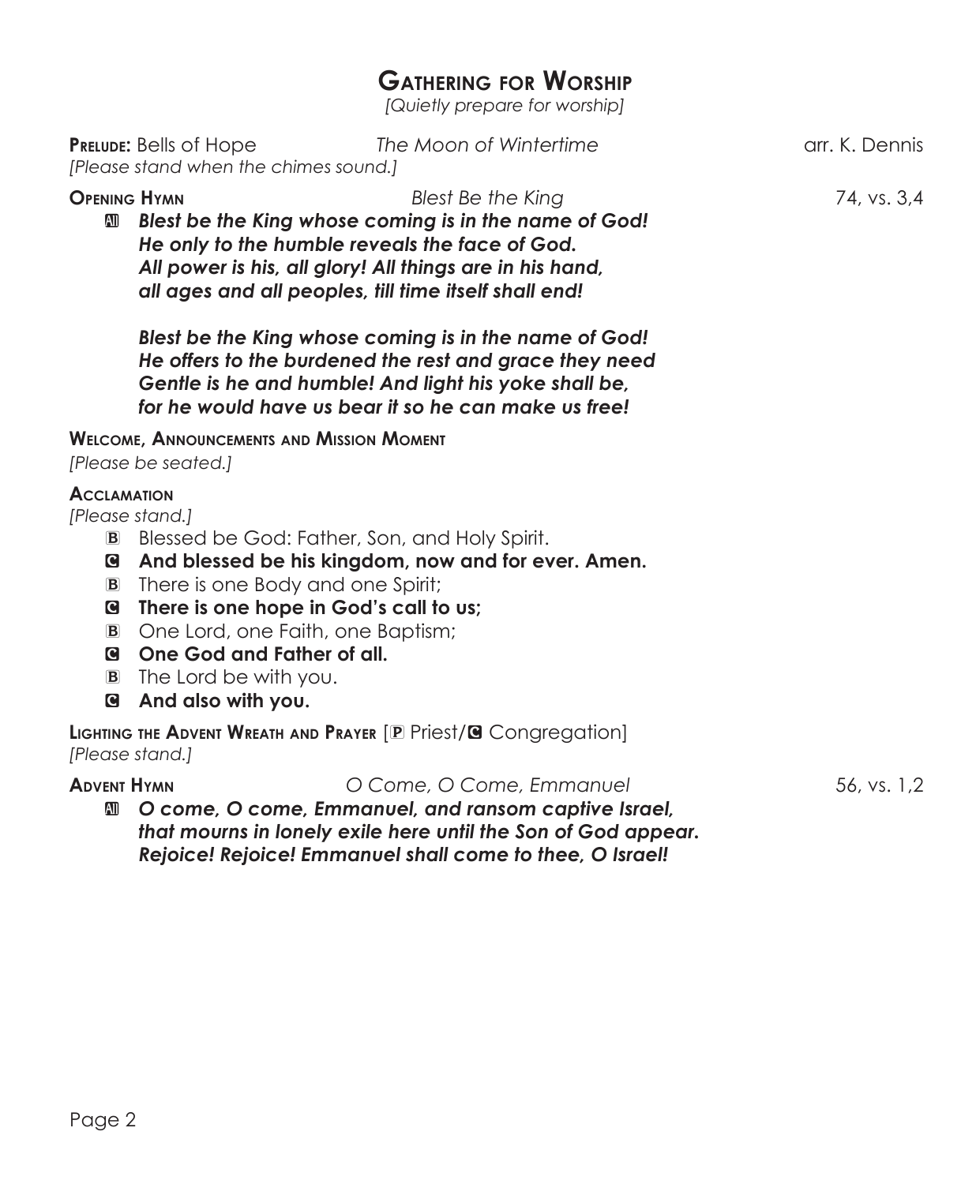# Gathering for Worship

*[Quietly prepare for worship]*

**Prelude:** Bells of Hope *The Moon of Wintertime* arr. K. Dennis

*[Please stand when the chimes sound.]*

**Opening Hymn** *Blest Be the King* 74, vs. 3,4

All ***Blest be the King whose coming is in the name of God!***
***He only to the humble reveals the face of God.***
***All power is his, all glory! All things are in his hand,***
***all ages and all peoples, till time itself shall end!***

***Blest be the King whose coming is in the name of God!***
***He offers to the burdened the rest and grace they need***
***Gentle is he and humble! And light his yoke shall be,***
***for he would have us bear it so he can make us free!***

**Welcome, Announcements and Mission Moment**

*[Please be seated.]*

**Acclamation**

*[Please stand.]*

B Blessed be God: Father, Son, and Holy Spirit.
C **And blessed be his kingdom, now and for ever. Amen.**
B There is one Body and one Spirit;
C **There is one hope in God's call to us;**
B One Lord, one Faith, one Baptism;
C **One God and Father of all.**
B The Lord be with you.
C **And also with you.**

**Lighting the Advent Wreath and Prayer** [P Priest/C Congregation]

*[Please stand.]*

**Advent Hymn** *O Come, O Come, Emmanuel* 56, vs. 1,2

All ***O come, O come, Emmanuel, and ransom captive Israel,***
***that mourns in lonely exile here until the Son of God appear.***
***Rejoice! Rejoice! Emmanuel shall come to thee, O Israel!***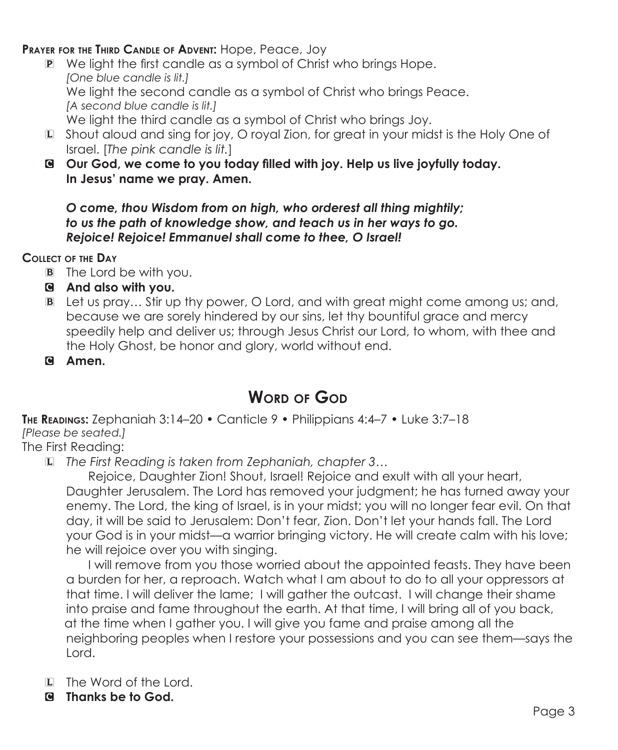**Prayer for the Third Candle of Advent:** Hope, Peace, Joy

P We light the first candle as a symbol of Christ who brings Hope.
*[One blue candle is lit.]*
We light the second candle as a symbol of Christ who brings Peace.
*[A second blue candle is lit.]*
We light the third candle as a symbol of Christ who brings Joy.

L Shout aloud and sing for joy, O royal Zion, for great in your midst is the Holy One of Israel. [*The pink candle is lit.*]

**C Our God, we come to you today filled with joy. Help us live joyfully today. In Jesus' name we pray. Amen.**

***O come, thou Wisdom from on high, who orderest all thing mightily;***
***to us the path of knowledge show, and teach us in her ways to go.***
***Rejoice! Rejoice! Emmanuel shall come to thee, O Israel!***

**Collect of the Day**

B The Lord be with you.

**C And also with you.**

B Let us pray… Stir up thy power, O Lord, and with great might come among us; and, because we are sorely hindered by our sins, let thy bountiful grace and mercy speedily help and deliver us; through Jesus Christ our Lord, to whom, with thee and the Holy Ghost, be honor and glory, world without end.

**C Amen.**

## Word of God

**The Readings:** Zephaniah 3:14–20 • Canticle 9 • Philippians 4:4–7 • Luke 3:7–18
*[Please be seated.]*
The First Reading:

L *The First Reading is taken from Zephaniah, chapter 3…*

Rejoice, Daughter Zion! Shout, Israel! Rejoice and exult with all your heart, Daughter Jerusalem. The Lord has removed your judgment; he has turned away your enemy. The Lord, the king of Israel, is in your midst; you will no longer fear evil. On that day, it will be said to Jerusalem: Don't fear, Zion. Don't let your hands fall. The Lord your God is in your midst—a warrior bringing victory. He will create calm with his love; he will rejoice over you with singing.

I will remove from you those worried about the appointed feasts. They have been a burden for her, a reproach. Watch what I am about to do to all your oppressors at that time. I will deliver the lame; I will gather the outcast. I will change their shame into praise and fame throughout the earth. At that time, I will bring all of you back, at the time when I gather you. I will give you fame and praise among all the neighboring peoples when I restore your possessions and you can see them—says the Lord.

L The Word of the Lord.

**C Thanks be to God.**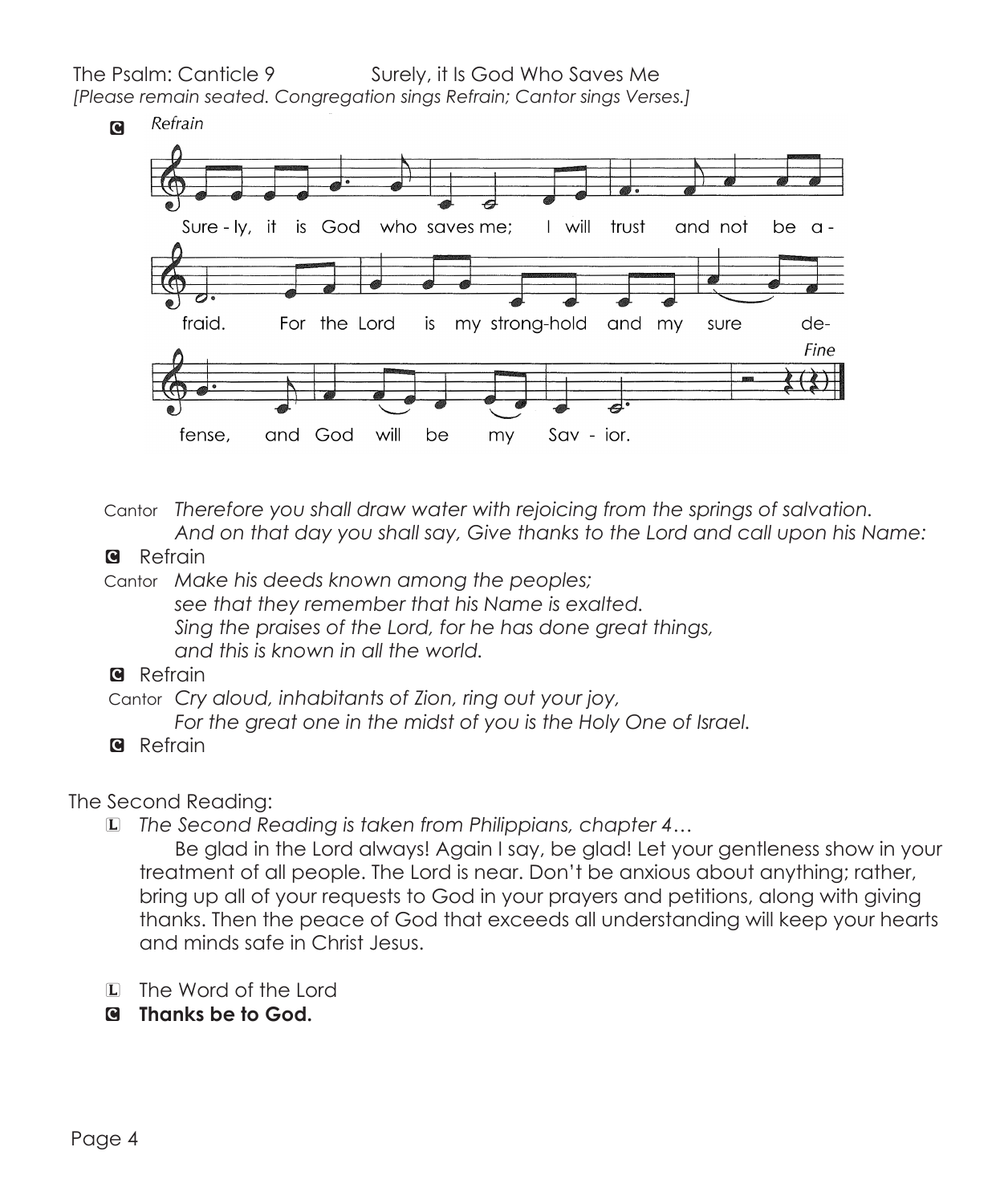The Psalm: Canticle 9 Surely, it Is God Who Saves Me

*[Please remain seated. Congregation sings Refrain; Cantor sings Verses.]*

**C** *Refrain*

Sure - ly, it is God who saves me; I will trust and not be a - fraid. For the Lord is my strong-hold and my sure de- fense, and God will be my Sav - ior.

*Fine*

Cantor *Therefore you shall draw water with rejoicing from the springs of salvation.*
*And on that day you shall say, Give thanks to the Lord and call upon his Name:*

**C** Refrain

Cantor *Make his deeds known among the peoples;*
*see that they remember that his Name is exalted.*
*Sing the praises of the Lord, for he has done great things,*
*and this is known in all the world.*

**C** Refrain

Cantor *Cry aloud, inhabitants of Zion, ring out your joy,*
*For the great one in the midst of you is the Holy One of Israel.*

**C** Refrain

The Second Reading:

**L** *The Second Reading is taken from Philippians, chapter 4…*

Be glad in the Lord always! Again I say, be glad! Let your gentleness show in your treatment of all people. The Lord is near. Don't be anxious about anything; rather, bring up all of your requests to God in your prayers and petitions, along with giving thanks. Then the peace of God that exceeds all understanding will keep your hearts and minds safe in Christ Jesus.

**L** The Word of the Lord

**C** **Thanks be to God.**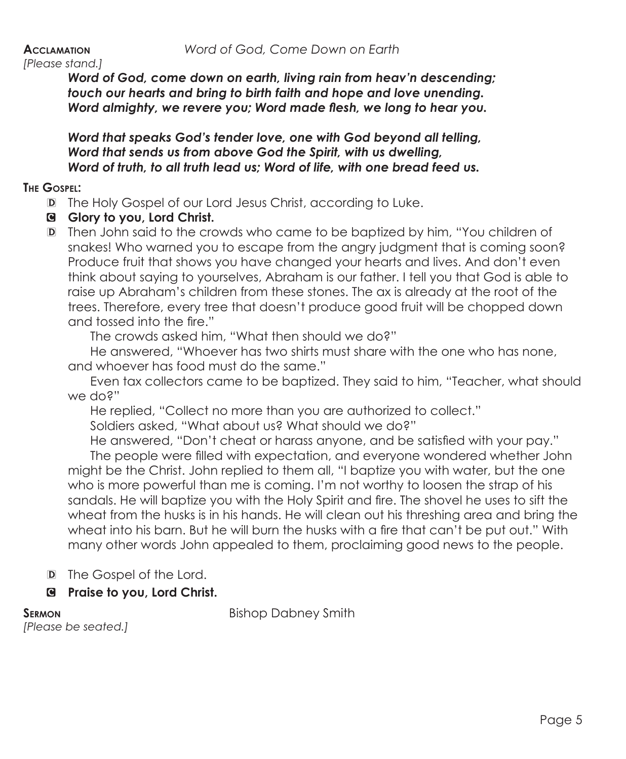**Acclamation** *Word of God, Come Down on Earth*

*[Please stand.]*

***Word of God, come down on earth, living rain from heav'n descending;***
***touch our hearts and bring to birth faith and hope and love unending.***
***Word almighty, we revere you; Word made flesh, we long to hear you.***

***Word that speaks God's tender love, one with God beyond all telling,***
***Word that sends us from above God the Spirit, with us dwelling,***
***Word of truth, to all truth lead us; Word of life, with one bread feed us.***

**The Gospel:**

D The Holy Gospel of our Lord Jesus Christ, according to Luke.

C **Glory to you, Lord Christ.**

D Then John said to the crowds who came to be baptized by him, "You children of snakes! Who warned you to escape from the angry judgment that is coming soon? Produce fruit that shows you have changed your hearts and lives. And don't even think about saying to yourselves, Abraham is our father. I tell you that God is able to raise up Abraham's children from these stones. The ax is already at the root of the trees. Therefore, every tree that doesn't produce good fruit will be chopped down and tossed into the fire."

The crowds asked him, "What then should we do?"

He answered, "Whoever has two shirts must share with the one who has none, and whoever has food must do the same."

Even tax collectors came to be baptized. They said to him, "Teacher, what should we do?"

He replied, "Collect no more than you are authorized to collect."

Soldiers asked, "What about us? What should we do?"

He answered, "Don't cheat or harass anyone, and be satisfied with your pay."

The people were filled with expectation, and everyone wondered whether John might be the Christ. John replied to them all, "I baptize you with water, but the one who is more powerful than me is coming. I'm not worthy to loosen the strap of his sandals. He will baptize you with the Holy Spirit and fire. The shovel he uses to sift the wheat from the husks is in his hands. He will clean out his threshing area and bring the wheat into his barn. But he will burn the husks with a fire that can't be put out." With many other words John appealed to them, proclaiming good news to the people.

D The Gospel of the Lord.

C **Praise to you, Lord Christ.**

**Sermon** Bishop Dabney Smith

*[Please be seated.]*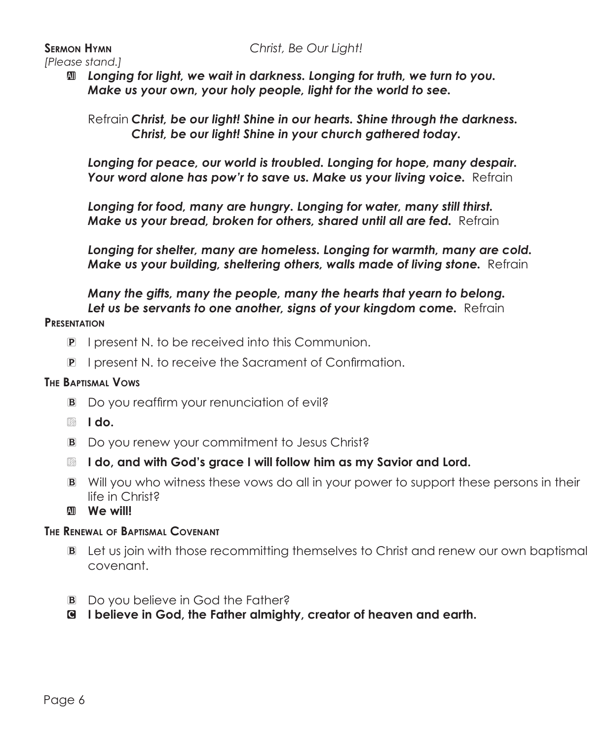**Sermon Hymn** *Christ, Be Our Light!*

*[Please stand.]*

**All** ***Longing for light, we wait in darkness. Longing for truth, we turn to you. Make us your own, your holy people, light for the world to see.***

Refrain ***Christ, be our light! Shine in our hearts. Shine through the darkness. Christ, be our light! Shine in your church gathered today.***

***Longing for peace, our world is troubled. Longing for hope, many despair. Your word alone has pow'r to save us. Make us your living voice.*** Refrain

***Longing for food, many are hungry. Longing for water, many still thirst. Make us your bread, broken for others, shared until all are fed.*** Refrain

***Longing for shelter, many are homeless. Longing for warmth, many are cold. Make us your building, sheltering others, walls made of living stone.*** Refrain

***Many the gifts, many the people, many the hearts that yearn to belong. Let us be servants to one another, signs of your kingdom come.*** Refrain

**Presentation**

P I present N. to be received into this Communion.

P I present N. to receive the Sacrament of Confirmation.

**The Baptismal Vows**

B Do you reaffirm your renunciation of evil?

R **I do.**

B Do you renew your commitment to Jesus Christ?

R **I do, and with God's grace I will follow him as my Savior and Lord.**

B Will you who witness these vows do all in your power to support these persons in their life in Christ?

**All** **We will!**

**The Renewal of Baptismal Covenant**

B Let us join with those recommitting themselves to Christ and renew our own baptismal covenant.

B Do you believe in God the Father?

C **I believe in God, the Father almighty, creator of heaven and earth.**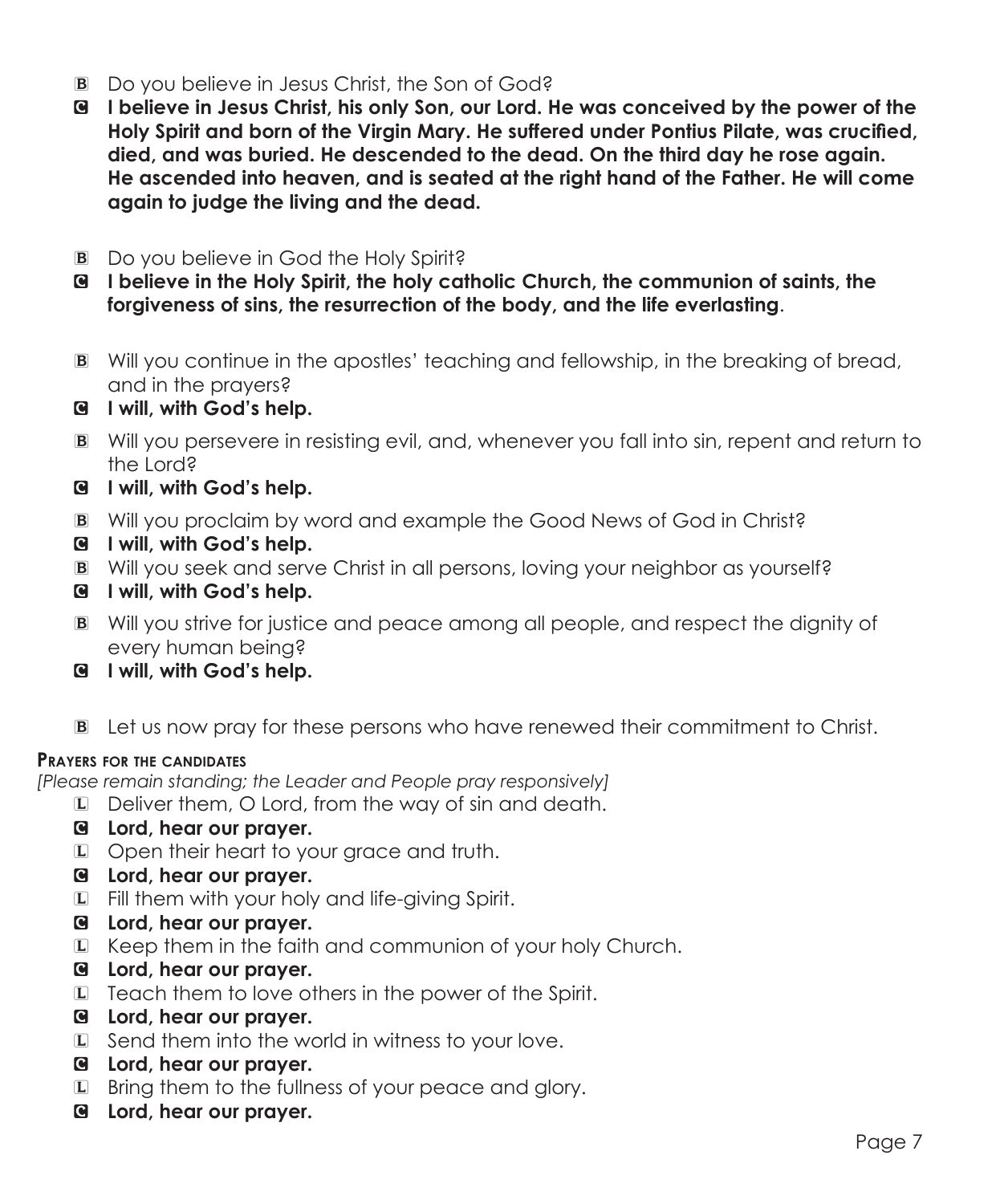B Do you believe in Jesus Christ, the Son of God?

C **I believe in Jesus Christ, his only Son, our Lord. He was conceived by the power of the Holy Spirit and born of the Virgin Mary. He suffered under Pontius Pilate, was crucified, died, and was buried. He descended to the dead. On the third day he rose again. He ascended into heaven, and is seated at the right hand of the Father. He will come again to judge the living and the dead.**

B Do you believe in God the Holy Spirit?

C **I believe in the Holy Spirit, the holy catholic Church, the communion of saints, the forgiveness of sins, the resurrection of the body, and the life everlasting**.

B Will you continue in the apostles' teaching and fellowship, in the breaking of bread, and in the prayers?

C **I will, with God's help.**

B Will you persevere in resisting evil, and, whenever you fall into sin, repent and return to the Lord?

C **I will, with God's help.**

B Will you proclaim by word and example the Good News of God in Christ?

C **I will, with God's help.**

B Will you seek and serve Christ in all persons, loving your neighbor as yourself?

C **I will, with God's help.**

B Will you strive for justice and peace among all people, and respect the dignity of every human being?

C **I will, with God's help.**

B Let us now pray for these persons who have renewed their commitment to Christ.

**Prayers for the candidates**

*[Please remain standing; the Leader and People pray responsively]*

L Deliver them, O Lord, from the way of sin and death.

C **Lord, hear our prayer.**

L Open their heart to your grace and truth.

C **Lord, hear our prayer.**

L Fill them with your holy and life-giving Spirit.

C **Lord, hear our prayer.**

L Keep them in the faith and communion of your holy Church.

C **Lord, hear our prayer.**

L Teach them to love others in the power of the Spirit.

C **Lord, hear our prayer.**

L Send them into the world in witness to your love.

C **Lord, hear our prayer.**

L Bring them to the fullness of your peace and glory.

C **Lord, hear our prayer.**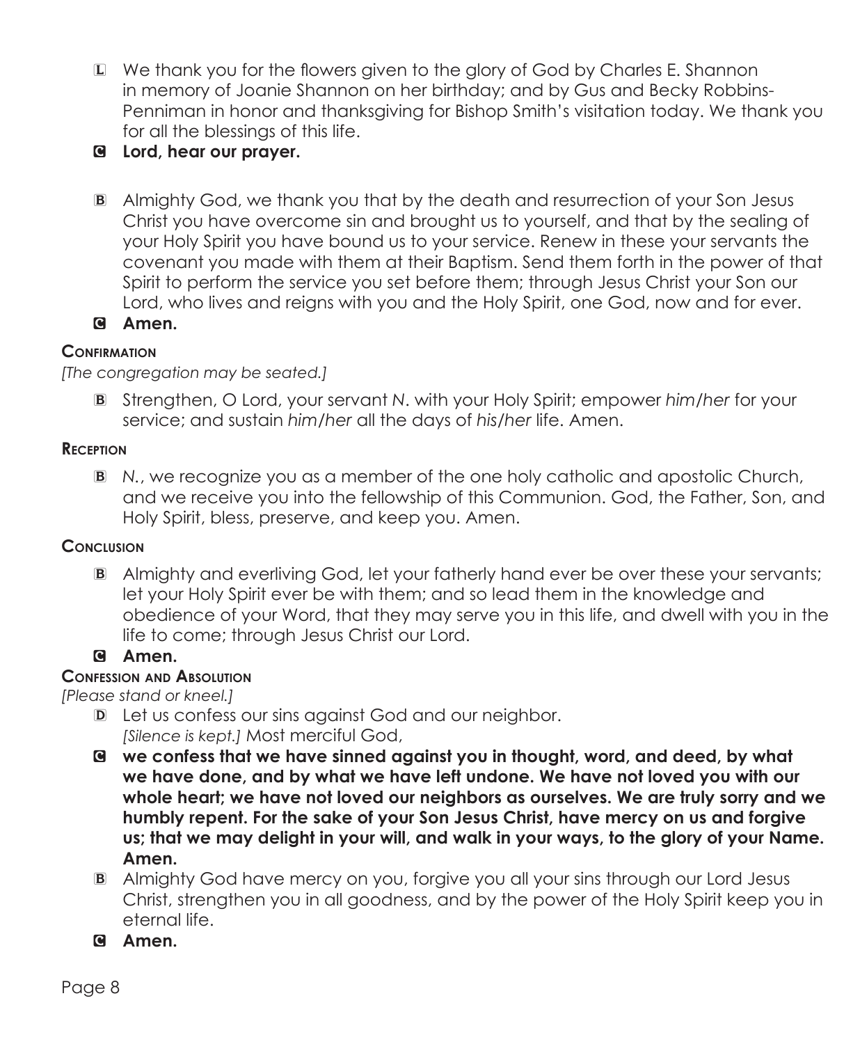L We thank you for the flowers given to the glory of God by Charles E. Shannon in memory of Joanie Shannon on her birthday; and by Gus and Becky Robbins-Penniman in honor and thanksgiving for Bishop Smith's visitation today. We thank you for all the blessings of this life.

C **Lord, hear our prayer.**

B Almighty God, we thank you that by the death and resurrection of your Son Jesus Christ you have overcome sin and brought us to yourself, and that by the sealing of your Holy Spirit you have bound us to your service. Renew in these your servants the covenant you made with them at their Baptism. Send them forth in the power of that Spirit to perform the service you set before them; through Jesus Christ your Son our Lord, who lives and reigns with you and the Holy Spirit, one God, now and for ever.

C **Amen.**

### Confirmation

*[The congregation may be seated.]*

B Strengthen, O Lord, your servant *N*. with your Holy Spirit; empower *him/her* for your service; and sustain *him/her* all the days of *his/her* life. Amen.

### Reception

B *N.*, we recognize you as a member of the one holy catholic and apostolic Church, and we receive you into the fellowship of this Communion. God, the Father, Son, and Holy Spirit, bless, preserve, and keep you. Amen.

### Conclusion

B Almighty and everliving God, let your fatherly hand ever be over these your servants; let your Holy Spirit ever be with them; and so lead them in the knowledge and obedience of your Word, that they may serve you in this life, and dwell with you in the life to come; through Jesus Christ our Lord.

C **Amen.**

### Confession and Absolution

*[Please stand or kneel.]*

D Let us confess our sins against God and our neighbor.
*[Silence is kept.]* Most merciful God,

C **we confess that we have sinned against you in thought, word, and deed, by what we have done, and by what we have left undone. We have not loved you with our whole heart; we have not loved our neighbors as ourselves. We are truly sorry and we humbly repent. For the sake of your Son Jesus Christ, have mercy on us and forgive us; that we may delight in your will, and walk in your ways, to the glory of your Name. Amen.**

B Almighty God have mercy on you, forgive you all your sins through our Lord Jesus Christ, strengthen you in all goodness, and by the power of the Holy Spirit keep you in eternal life.

C **Amen.**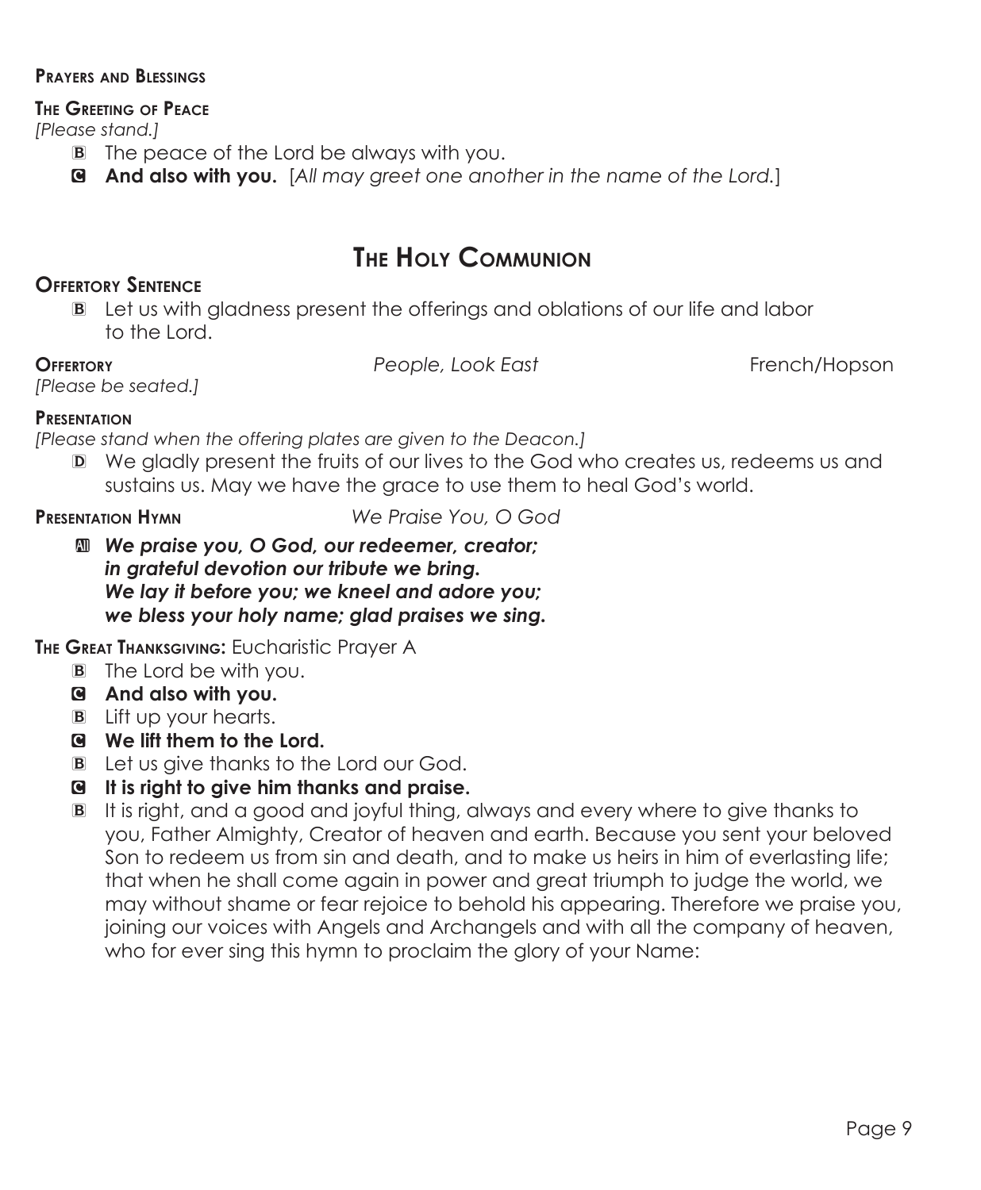**Prayers and Blessings**

**The Greeting of Peace**

*[Please stand.]*

B The peace of the Lord be always with you.

C **And also with you.** [*All may greet one another in the name of the Lord.*]

## The Holy Communion

**Offertory Sentence**

B Let us with gladness present the offerings and oblations of our life and labor to the Lord.

**Offertory** *People, Look East* French/Hopson

*[Please be seated.]*

**Presentation**

*[Please stand when the offering plates are given to the Deacon.]*

D We gladly present the fruits of our lives to the God who creates us, redeems us and sustains us. May we have the grace to use them to heal God's world.

**Presentation Hymn** *We Praise You, O God*

All ***We praise you, O God, our redeemer, creator;***
***in grateful devotion our tribute we bring.***
***We lay it before you; we kneel and adore you;***
***we bless your holy name; glad praises we sing.***

**The Great Thanksgiving:** Eucharistic Prayer A

B The Lord be with you.

C **And also with you.**

B Lift up your hearts.

C **We lift them to the Lord.**

B Let us give thanks to the Lord our God.

C **It is right to give him thanks and praise.**

B It is right, and a good and joyful thing, always and every where to give thanks to you, Father Almighty, Creator of heaven and earth. Because you sent your beloved Son to redeem us from sin and death, and to make us heirs in him of everlasting life; that when he shall come again in power and great triumph to judge the world, we may without shame or fear rejoice to behold his appearing. Therefore we praise you, joining our voices with Angels and Archangels and with all the company of heaven, who for ever sing this hymn to proclaim the glory of your Name: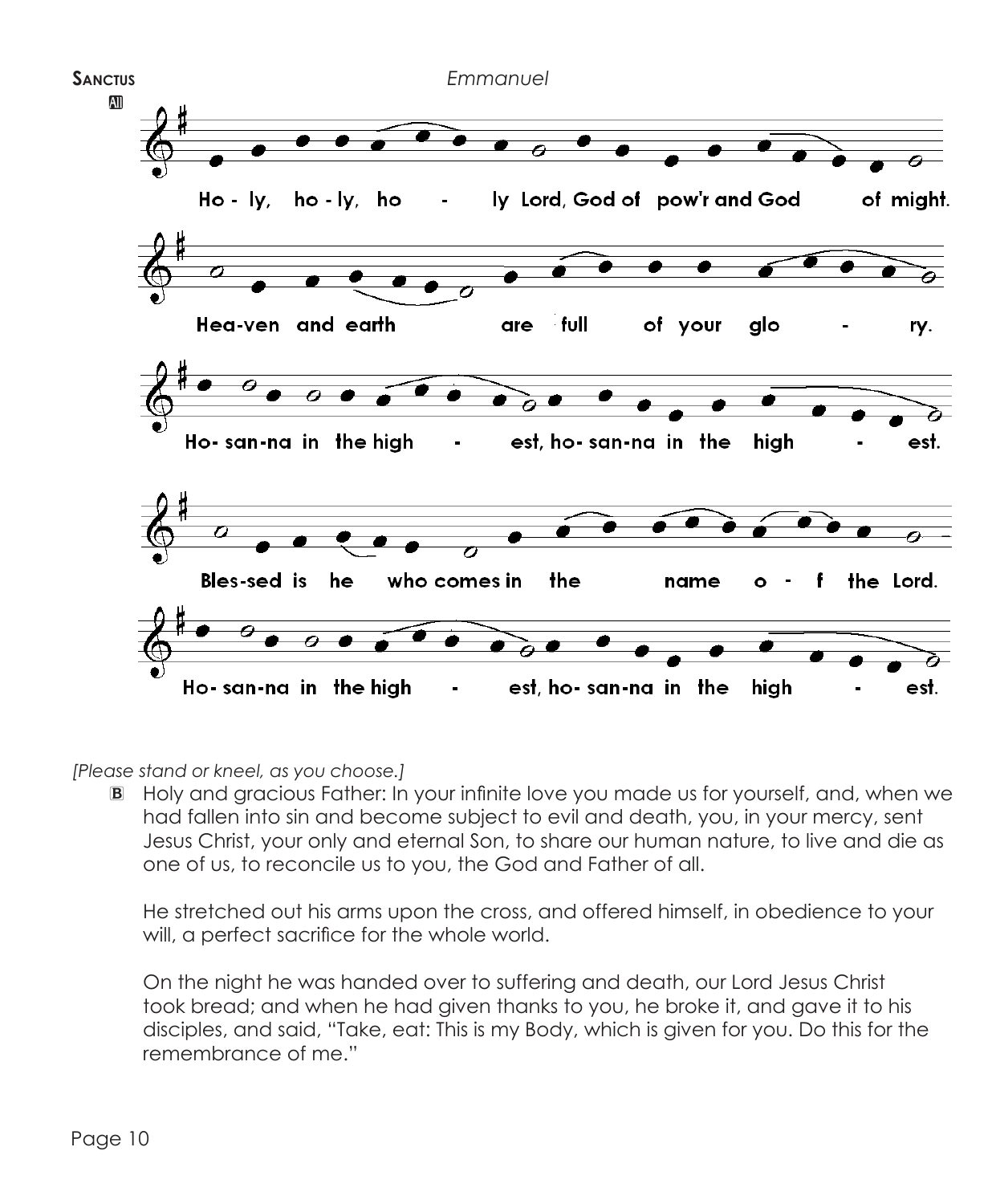**Sanctus**

*Emmanuel*

All

Ho - ly, ho - ly, ho - ly Lord, God of pow'r and God of might.

Hea-ven and earth are full of your glo - ry.

Ho- san-na in the high - est, ho- san-na in the high - est.

Bles-sed is he who comes in the name o - f the Lord.

Ho- san-na in the high - est, ho- san-na in the high - est.

*[Please stand or kneel, as you choose.]*

**B** Holy and gracious Father: In your infinite love you made us for yourself, and, when we had fallen into sin and become subject to evil and death, you, in your mercy, sent Jesus Christ, your only and eternal Son, to share our human nature, to live and die as one of us, to reconcile us to you, the God and Father of all.

He stretched out his arms upon the cross, and offered himself, in obedience to your will, a perfect sacrifice for the whole world.

On the night he was handed over to suffering and death, our Lord Jesus Christ took bread; and when he had given thanks to you, he broke it, and gave it to his disciples, and said, "Take, eat: This is my Body, which is given for you. Do this for the remembrance of me."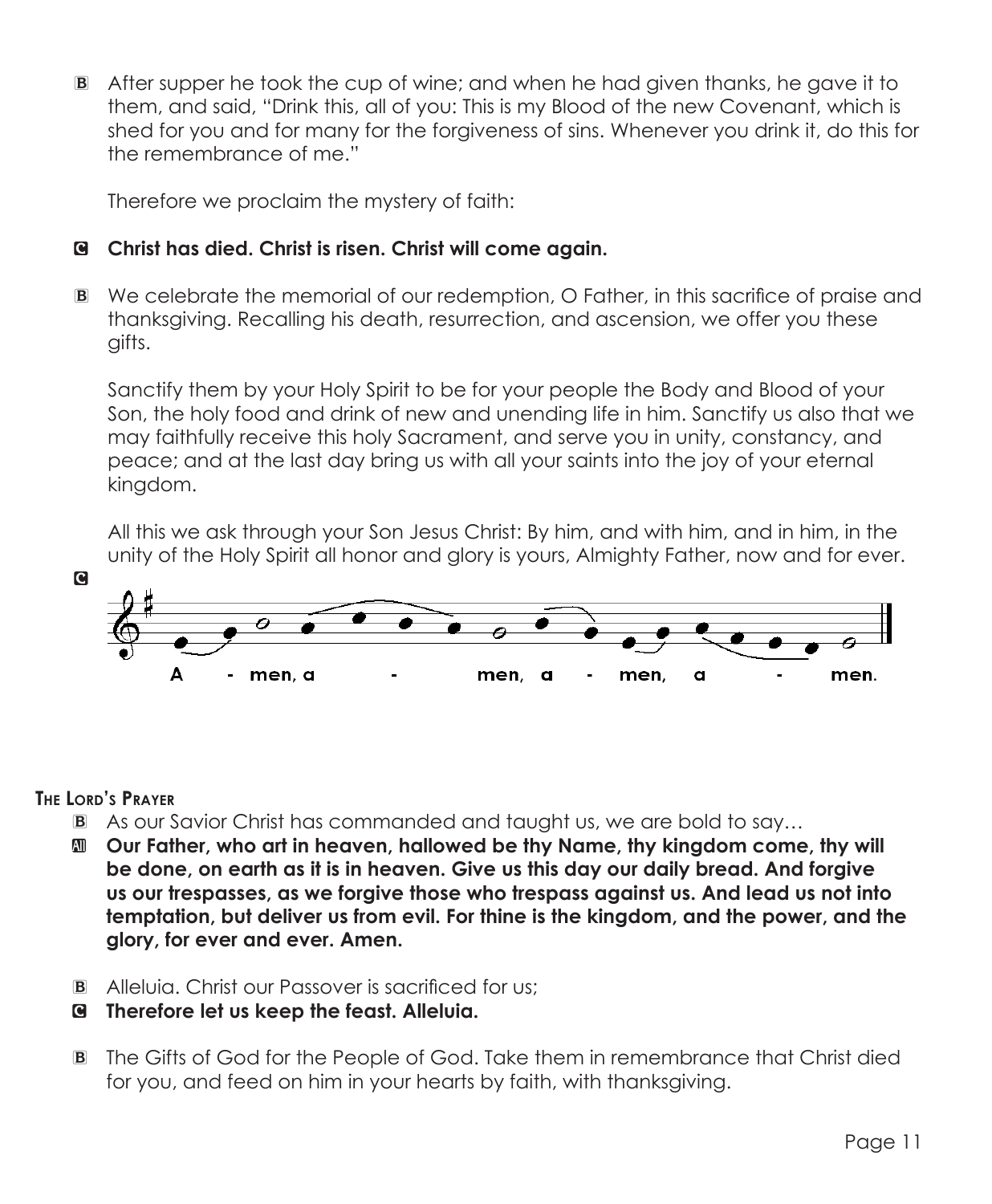**B** After supper he took the cup of wine; and when he had given thanks, he gave it to them, and said, "Drink this, all of you: This is my Blood of the new Covenant, which is shed for you and for many for the forgiveness of sins. Whenever you drink it, do this for the remembrance of me."

Therefore we proclaim the mystery of faith:

**C** **Christ has died. Christ is risen. Christ will come again.**

**B** We celebrate the memorial of our redemption, O Father, in this sacrifice of praise and thanksgiving. Recalling his death, resurrection, and ascension, we offer you these gifts.

Sanctify them by your Holy Spirit to be for your people the Body and Blood of your Son, the holy food and drink of new and unending life in him. Sanctify us also that we may faithfully receive this holy Sacrament, and serve you in unity, constancy, and peace; and at the last day bring us with all your saints into the joy of your eternal kingdom.

All this we ask through your Son Jesus Christ: By him, and with him, and in him, in the unity of the Holy Spirit all honor and glory is yours, Almighty Father, now and for ever.

**C**

A - men, a - men, a - men, a - men.

## The Lord's Prayer

**B** As our Savior Christ has commanded and taught us, we are bold to say…

**All** **Our Father, who art in heaven, hallowed be thy Name, thy kingdom come, thy will be done, on earth as it is in heaven. Give us this day our daily bread. And forgive us our trespasses, as we forgive those who trespass against us. And lead us not into temptation, but deliver us from evil. For thine is the kingdom, and the power, and the glory, for ever and ever. Amen.**

**B** Alleluia. Christ our Passover is sacrificed for us;

**C** **Therefore let us keep the feast. Alleluia.**

**B** The Gifts of God for the People of God. Take them in remembrance that Christ died for you, and feed on him in your hearts by faith, with thanksgiving.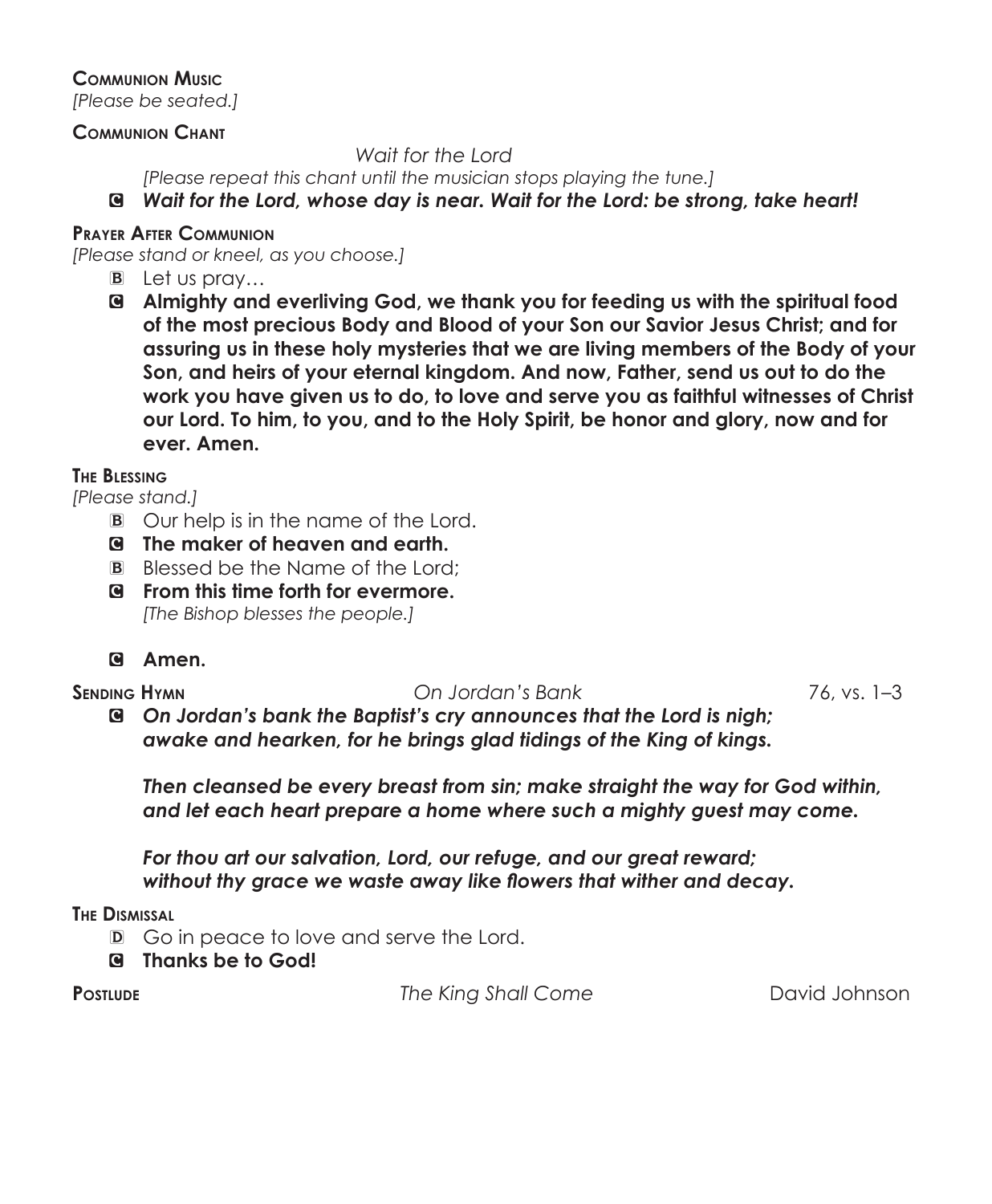**Communion Music**

*[Please be seated.]*

**Communion Chant**

*Wait for the Lord*

*[Please repeat this chant until the musician stops playing the tune.]*

C ***Wait for the Lord, whose day is near. Wait for the Lord: be strong, take heart!***

**Prayer After Communion**

*[Please stand or kneel, as you choose.]*

B Let us pray…

C **Almighty and everliving God, we thank you for feeding us with the spiritual food of the most precious Body and Blood of your Son our Savior Jesus Christ; and for assuring us in these holy mysteries that we are living members of the Body of your Son, and heirs of your eternal kingdom. And now, Father, send us out to do the work you have given us to do, to love and serve you as faithful witnesses of Christ our Lord. To him, to you, and to the Holy Spirit, be honor and glory, now and for ever. Amen.**

**The Blessing**

*[Please stand.]*

B Our help is in the name of the Lord.

C **The maker of heaven and earth.**

B Blessed be the Name of the Lord;

C **From this time forth for evermore.**
*[The Bishop blesses the people.]*

C **Amen.**

**Sending Hymn** *On Jordan's Bank* 76, vs. 1–3

C ***On Jordan's bank the Baptist's cry announces that the Lord is nigh;***
***awake and hearken, for he brings glad tidings of the King of kings.***

***Then cleansed be every breast from sin; make straight the way for God within,***
***and let each heart prepare a home where such a mighty guest may come.***

***For thou art our salvation, Lord, our refuge, and our great reward;***
***without thy grace we waste away like flowers that wither and decay.***

**The Dismissal**

D Go in peace to love and serve the Lord.

C **Thanks be to God!**

**Postlude** *The King Shall Come* David Johnson